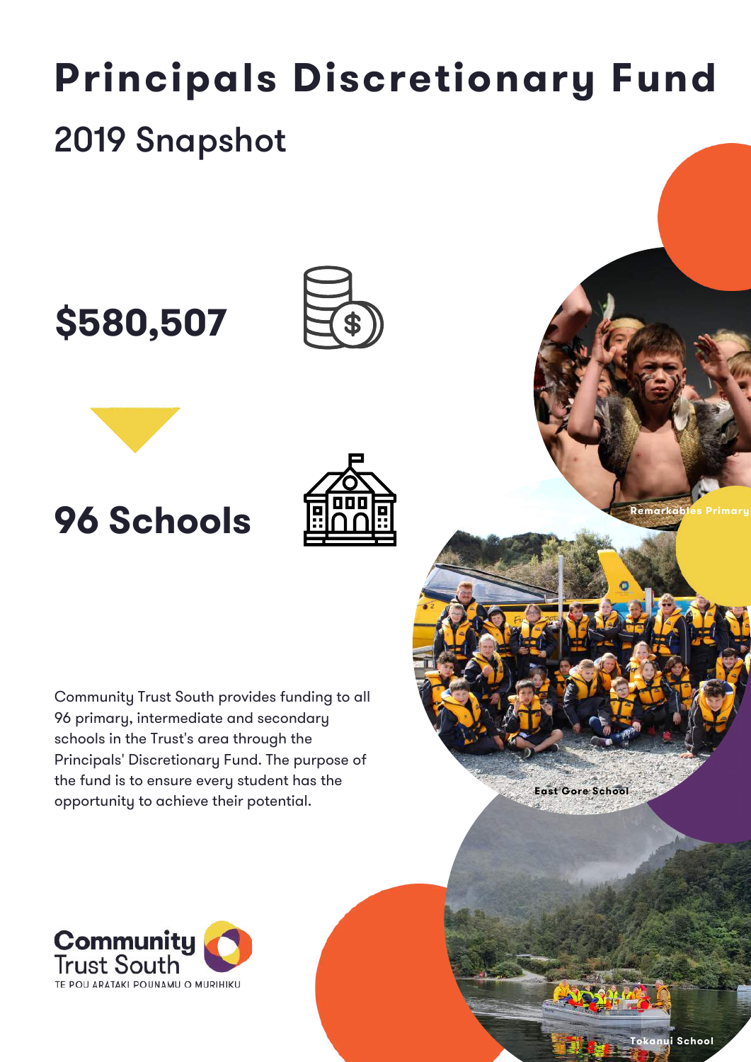# Principals Discretionary Fund

## 2019 Snapshot

**$580,507**

**96 Schools**

Community Trust South provides funding to all 96 primary, intermediate and secondary schools in the Trust's area through the Principals' Discretionary Fund. The purpose of the fund is to ensure every student has the opportunity to achieve their potential.

Remarkables Primary

East Gore School

Tokanui School

Community Trust South
TE POU ARATAKI POUNAMU O MURIHIKU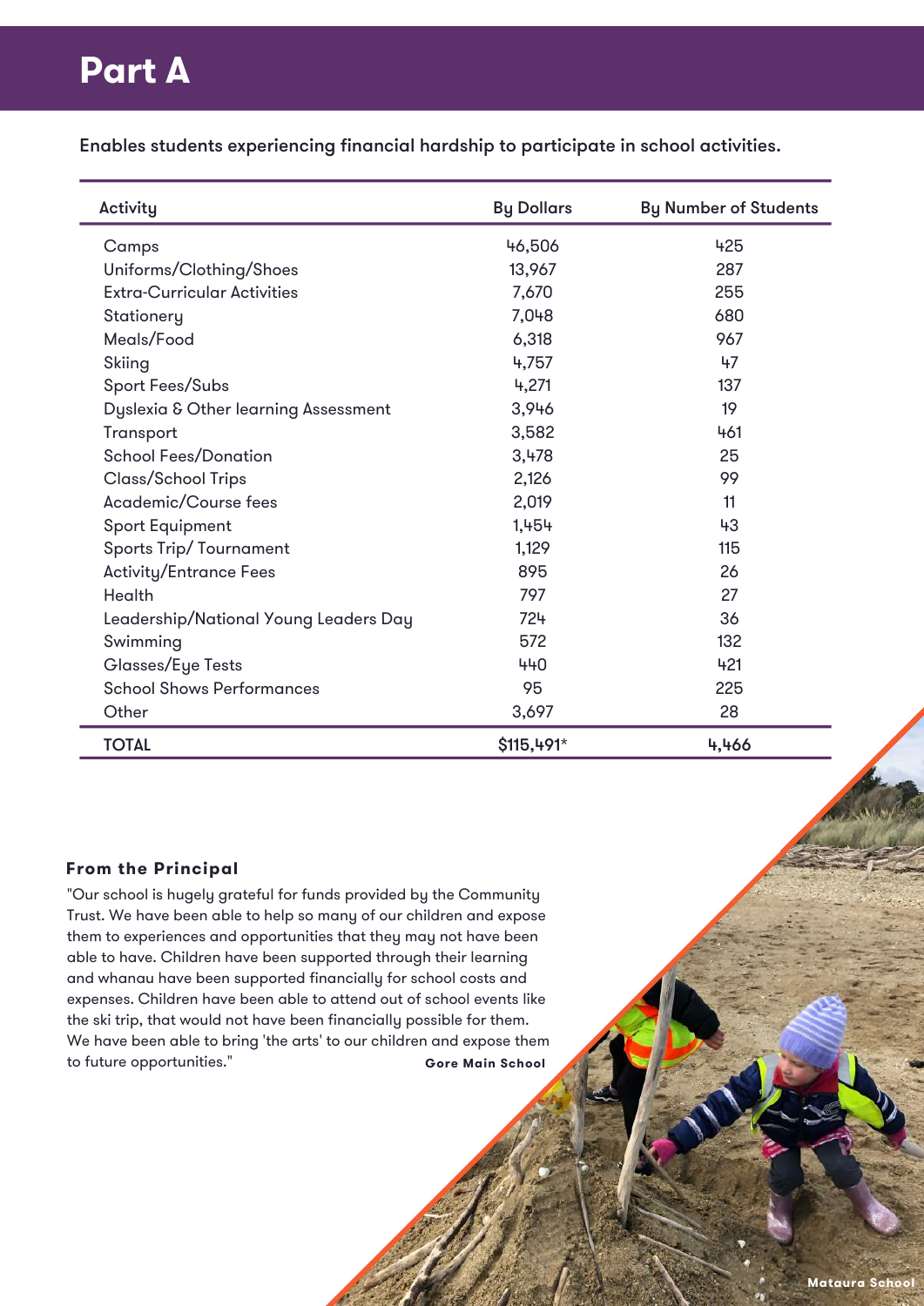# Part A

Enables students experiencing financial hardship to participate in school activities.

| Activity | By Dollars | By Number of Students |
|---|---|---|
| Camps | 46,506 | 425 |
| Uniforms/Clothing/Shoes | 13,967 | 287 |
| Extra-Curricular Activities | 7,670 | 255 |
| Stationery | 7,048 | 680 |
| Meals/Food | 6,318 | 967 |
| Skiing | 4,757 | 47 |
| Sport Fees/Subs | 4,271 | 137 |
| Dyslexia & Other learning Assessment | 3,946 | 19 |
| Transport | 3,582 | 461 |
| School Fees/Donation | 3,478 | 25 |
| Class/School Trips | 2,126 | 99 |
| Academic/Course fees | 2,019 | 11 |
| Sport Equipment | 1,454 | 43 |
| Sports Trip/ Tournament | 1,129 | 115 |
| Activity/Entrance Fees | 895 | 26 |
| Health | 797 | 27 |
| Leadership/National Young Leaders Day | 724 | 36 |
| Swimming | 572 | 132 |
| Glasses/Eye Tests | 440 | 421 |
| School Shows Performances | 95 | 225 |
| Other | 3,697 | 28 |
| TOTAL | $115,491* | 4,466 |

**From the Principal**

"Our school is hugely grateful for funds provided by the Community Trust. We have been able to help so many of our children and expose them to experiences and opportunities that they may not have been able to have. Children have been supported through their learning and whanau have been supported financially for school costs and expenses. Children have been able to attend out of school events like the ski trip, that would not have been financially possible for them. We have been able to bring 'the arts' to our children and expose them to future opportunities." **Gore Main School**

**Mataura School**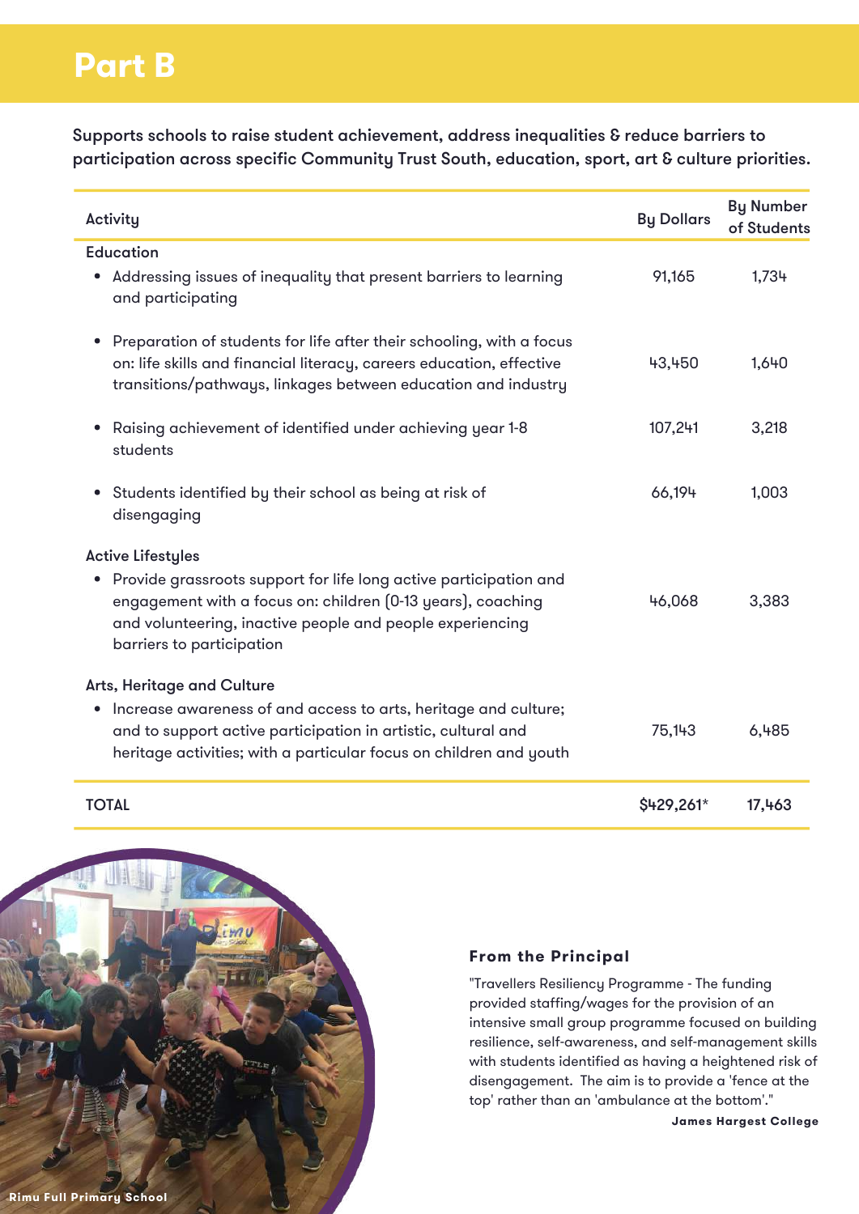# Part B

Supports schools to raise student achievement, address inequalities & reduce barriers to participation across specific Community Trust South, education, sport, art & culture priorities.

| Activity | By Dollars | By Number of Students |
|---|---|---|
| **Education** | | |
| • Addressing issues of inequality that present barriers to learning and participating | 91,165 | 1,734 |
| • Preparation of students for life after their schooling, with a focus on: life skills and financial literacy, careers education, effective transitions/pathways, linkages between education and industry | 43,450 | 1,640 |
| • Raising achievement of identified under achieving year 1-8 students | 107,241 | 3,218 |
| • Students identified by their school as being at risk of disengaging | 66,194 | 1,003 |
| **Active Lifestyles** | | |
| • Provide grassroots support for life long active participation and engagement with a focus on: children (0-13 years), coaching and volunteering, inactive people and people experiencing barriers to participation | 46,068 | 3,383 |
| **Arts, Heritage and Culture** | | |
| • Increase awareness of and access to arts, heritage and culture; and to support active participation in artistic, cultural and heritage activities; with a particular focus on children and youth | 75,143 | 6,485 |
| TOTAL | $429,261* | 17,463 |

Rimu Full Primary School

### From the Principal

"Travellers Resiliency Programme - The funding provided staffing/wages for the provision of an intensive small group programme focused on building resilience, self-awareness, and self-management skills with students identified as having a heightened risk of disengagement. The aim is to provide a 'fence at the top' rather than an 'ambulance at the bottom'."

**James Hargest College**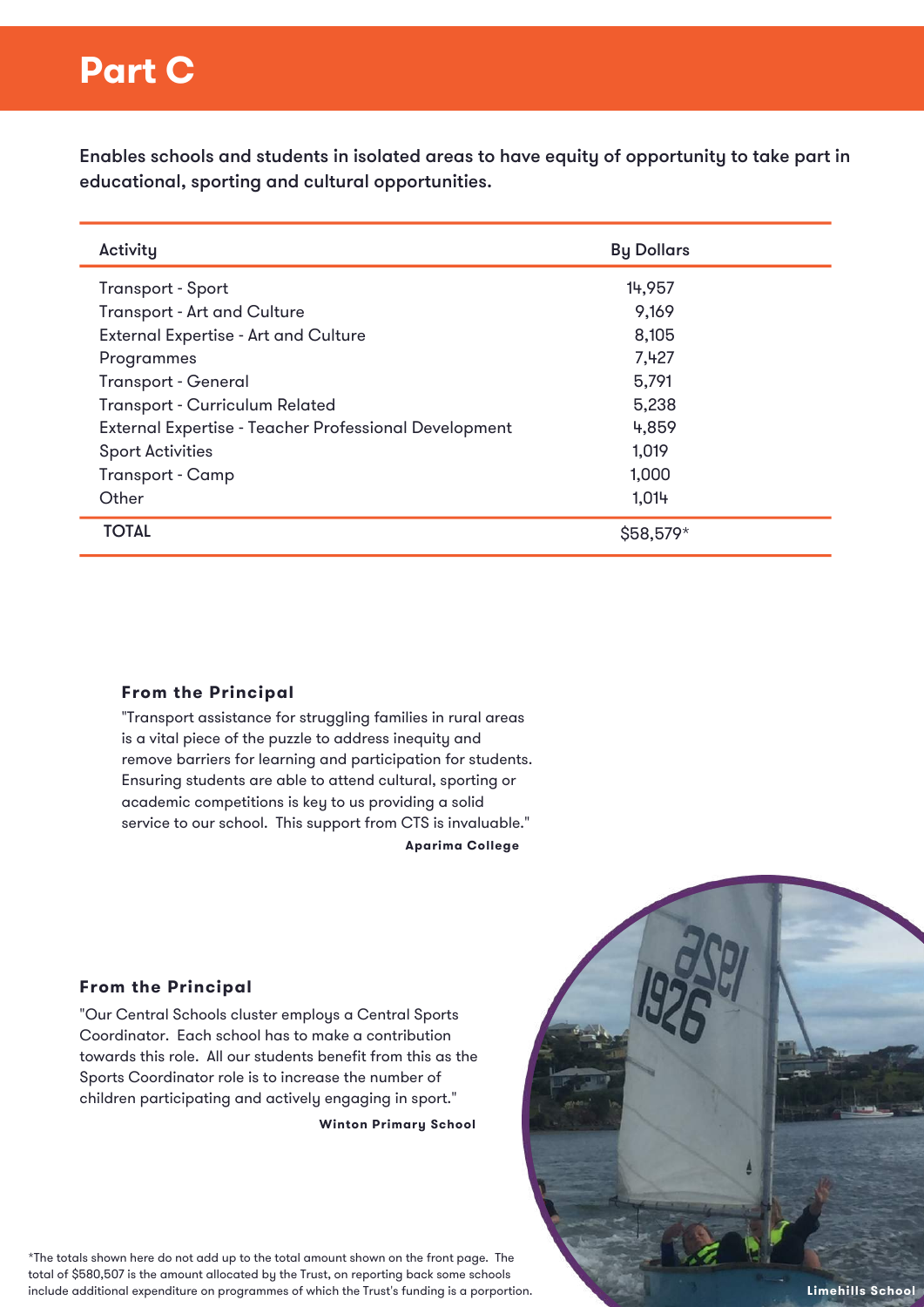# Part C

**Enables schools and students in isolated areas to have equity of opportunity to take part in educational, sporting and cultural opportunities.**

| Activity | By Dollars |
|---|---|
| Transport - Sport | 14,957 |
| Transport - Art and Culture | 9,169 |
| External Expertise - Art and Culture | 8,105 |
| Programmes | 7,427 |
| Transport - General | 5,791 |
| Transport - Curriculum Related | 5,238 |
| External Expertise - Teacher Professional Development | 4,859 |
| Sport Activities | 1,019 |
| Transport - Camp | 1,000 |
| Other | 1,014 |
| TOTAL | $58,579* |

**From the Principal**

"Transport assistance for struggling families in rural areas is a vital piece of the puzzle to address inequity and remove barriers for learning and participation for students. Ensuring students are able to attend cultural, sporting or academic competitions is key to us providing a solid service to our school. This support from CTS is invaluable."

**Aparima College**

**From the Principal**

"Our Central Schools cluster employs a Central Sports Coordinator. Each school has to make a contribution towards this role. All our students benefit from this as the Sports Coordinator role is to increase the number of children participating and actively engaging in sport."

**Winton Primary School**

Limehills School

*The totals shown here do not add up to the total amount shown on the front page. The total of $580,507 is the amount allocated by the Trust, on reporting back some schools include additional expenditure on programmes of which the Trust's funding is a porportion.